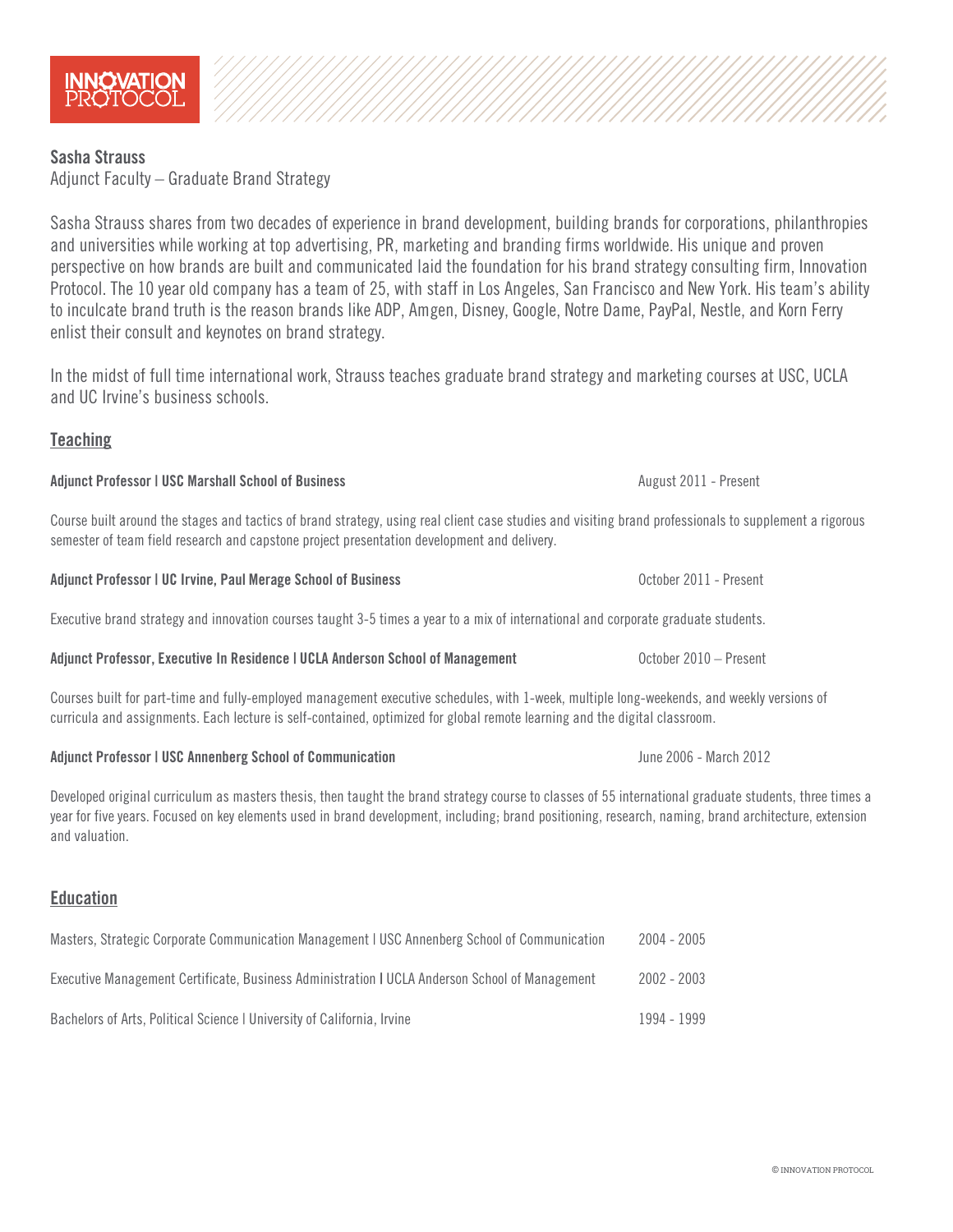INNOVATION PROTOCOL

**Sasha Strauss**
Adjunct Faculty – Graduate Brand Strategy

Sasha Strauss shares from two decades of experience in brand development, building brands for corporations, philanthropies and universities while working at top advertising, PR, marketing and branding firms worldwide. His unique and proven perspective on how brands are built and communicated laid the foundation for his brand strategy consulting firm, Innovation Protocol. The 10 year old company has a team of 25, with staff in Los Angeles, San Francisco and New York. His team's ability to inculcate brand truth is the reason brands like ADP, Amgen, Disney, Google, Notre Dame, PayPal, Nestle, and Korn Ferry enlist their consult and keynotes on brand strategy.

In the midst of full time international work, Strauss teaches graduate brand strategy and marketing courses at USC, UCLA and UC Irvine's business schools.

## Teaching

**Adjunct Professor | USC Marshall School of Business** — August 2011 - Present

Course built around the stages and tactics of brand strategy, using real client case studies and visiting brand professionals to supplement a rigorous semester of team field research and capstone project presentation development and delivery.

**Adjunct Professor | UC Irvine, Paul Merage School of Business** — October 2011 - Present

Executive brand strategy and innovation courses taught 3-5 times a year to a mix of international and corporate graduate students.

**Adjunct Professor, Executive In Residence | UCLA Anderson School of Management** — October 2010 – Present

Courses built for part-time and fully-employed management executive schedules, with 1-week, multiple long-weekends, and weekly versions of curricula and assignments. Each lecture is self-contained, optimized for global remote learning and the digital classroom.

**Adjunct Professor | USC Annenberg School of Communication** — June 2006 - March 2012

Developed original curriculum as masters thesis, then taught the brand strategy course to classes of 55 international graduate students, three times a year for five years. Focused on key elements used in brand development, including; brand positioning, research, naming, brand architecture, extension and valuation.

## Education

| | |
|---|---|
| Masters, Strategic Corporate Communication Management \| USC Annenberg School of Communication | 2004 - 2005 |
| Executive Management Certificate, Business Administration \| UCLA Anderson School of Management | 2002 - 2003 |
| Bachelors of Arts, Political Science \| University of California, Irvine | 1994 - 1999 |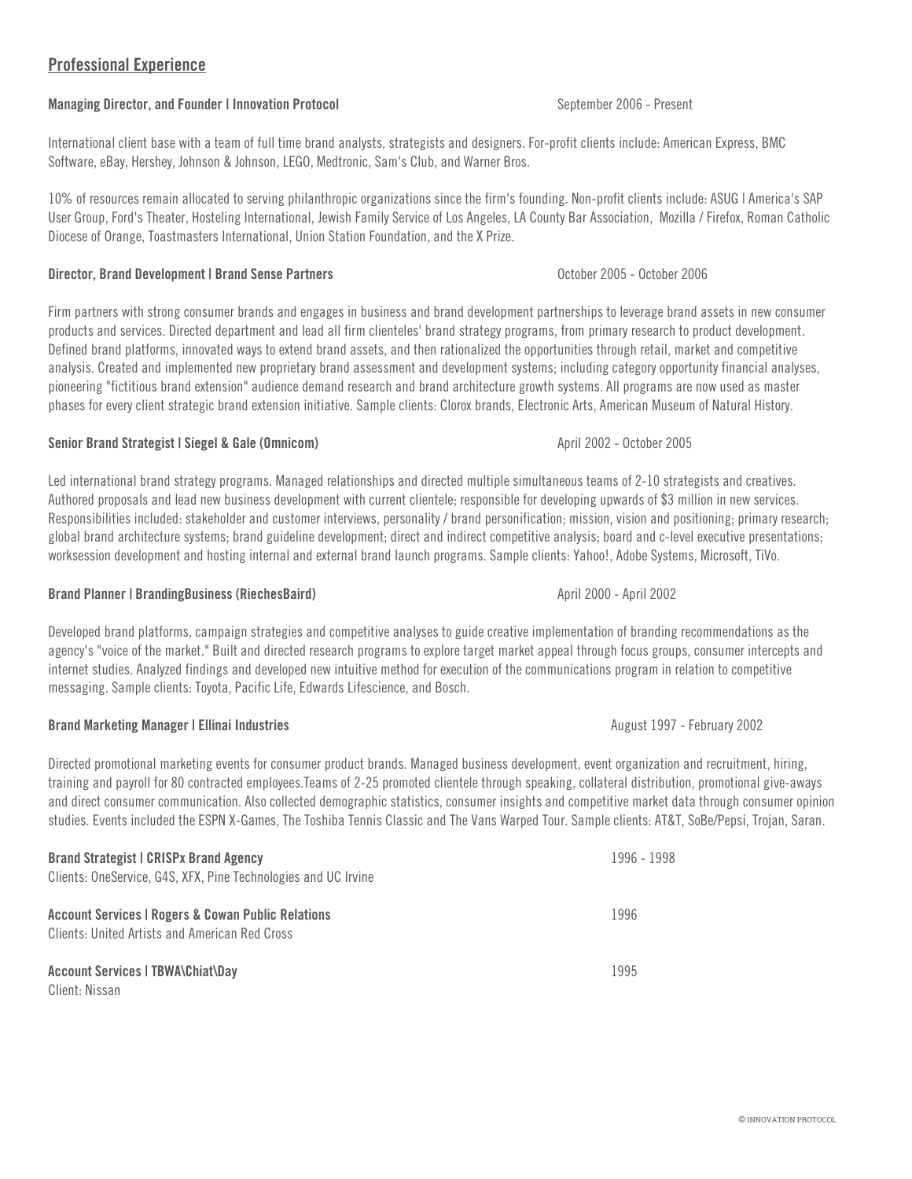## Professional Experience

**Managing Director, and Founder | Innovation Protocol** September 2006 - Present

International client base with a team of full time brand analysts, strategists and designers. For-profit clients include: American Express, BMC Software, eBay, Hershey, Johnson & Johnson, LEGO, Medtronic, Sam's Club, and Warner Bros.

10% of resources remain allocated to serving philanthropic organizations since the firm's founding. Non-profit clients include: ASUG | America's SAP User Group, Ford's Theater, Hosteling International, Jewish Family Service of Los Angeles, LA County Bar Association, Mozilla / Firefox, Roman Catholic Diocese of Orange, Toastmasters International, Union Station Foundation, and the X Prize.

**Director, Brand Development | Brand Sense Partners** October 2005 - October 2006

Firm partners with strong consumer brands and engages in business and brand development partnerships to leverage brand assets in new consumer products and services. Directed department and lead all firm clienteles' brand strategy programs, from primary research to product development. Defined brand platforms, innovated ways to extend brand assets, and then rationalized the opportunities through retail, market and competitive analysis. Created and implemented new proprietary brand assessment and development systems; including category opportunity financial analyses, pioneering "fictitious brand extension" audience demand research and brand architecture growth systems. All programs are now used as master phases for every client strategic brand extension initiative. Sample clients: Clorox brands, Electronic Arts, American Museum of Natural History.

**Senior Brand Strategist | Siegel & Gale (Omnicom)** April 2002 - October 2005

Led international brand strategy programs. Managed relationships and directed multiple simultaneous teams of 2-10 strategists and creatives. Authored proposals and lead new business development with current clientele; responsible for developing upwards of $3 million in new services. Responsibilities included: stakeholder and customer interviews, personality / brand personification; mission, vision and positioning; primary research; global brand architecture systems; brand guideline development; direct and indirect competitive analysis; board and c-level executive presentations; worksession development and hosting internal and external brand launch programs. Sample clients: Yahoo!, Adobe Systems, Microsoft, TiVo.

**Brand Planner | BrandingBusiness (RiechesBaird)** April 2000 - April 2002

Developed brand platforms, campaign strategies and competitive analyses to guide creative implementation of branding recommendations as the agency's "voice of the market." Built and directed research programs to explore target market appeal through focus groups, consumer intercepts and internet studies. Analyzed findings and developed new intuitive method for execution of the communications program in relation to competitive messaging. Sample clients: Toyota, Pacific Life, Edwards Lifescience, and Bosch.

**Brand Marketing Manager | Ellinai Industries** August 1997 - February 2002

Directed promotional marketing events for consumer product brands. Managed business development, event organization and recruitment, hiring, training and payroll for 80 contracted employees.Teams of 2-25 promoted clientele through speaking, collateral distribution, promotional give-aways and direct consumer communication. Also collected demographic statistics, consumer insights and competitive market data through consumer opinion studies. Events included the ESPN X-Games, The Toshiba Tennis Classic and The Vans Warped Tour. Sample clients: AT&T, SoBe/Pepsi, Trojan, Saran.

**Brand Strategist | CRISPx Brand Agency** 1996 - 1998
Clients: OneService, G4S, XFX, Pine Technologies and UC Irvine

**Account Services | Rogers & Cowan Public Relations** 1996
Clients: United Artists and American Red Cross

**Account Services | TBWA\Chiat\Day** 1995
Client: Nissan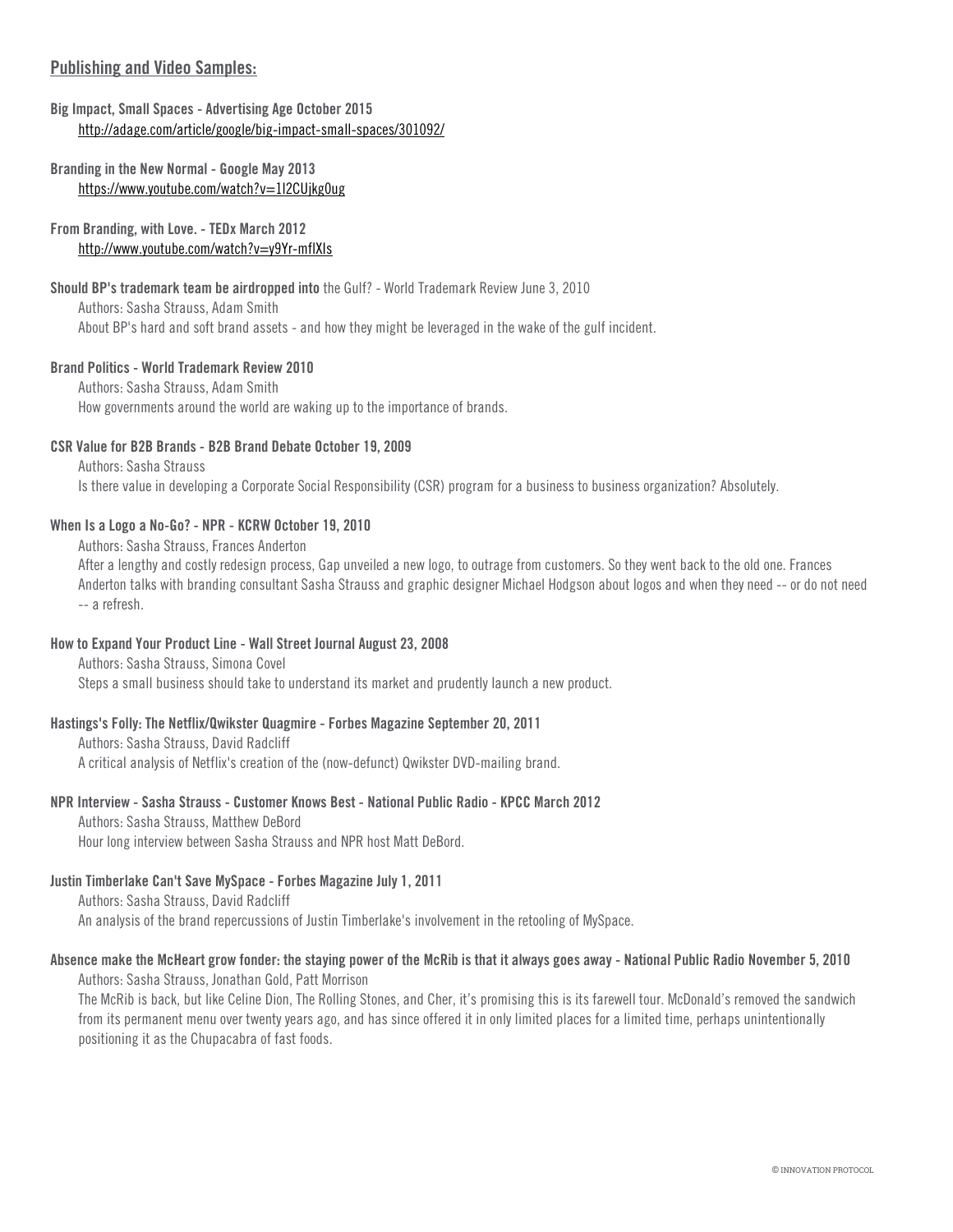## Publishing and Video Samples:

**Big Impact, Small Spaces - Advertising Age October 2015**
http://adage.com/article/google/big-impact-small-spaces/301092/

**Branding in the New Normal - Google May 2013**
https://www.youtube.com/watch?v=1l2CUjkg0ug

**From Branding, with Love. - TEDx March 2012**
http://www.youtube.com/watch?v=y9Yr-mflXIs

**Should BP's trademark team be airdropped into** the Gulf? - World Trademark Review June 3, 2010
Authors: Sasha Strauss, Adam Smith
About BP's hard and soft brand assets - and how they might be leveraged in the wake of the gulf incident.

**Brand Politics - World Trademark Review 2010**
Authors: Sasha Strauss, Adam Smith
How governments around the world are waking up to the importance of brands.

**CSR Value for B2B Brands - B2B Brand Debate October 19, 2009**
Authors: Sasha Strauss
Is there value in developing a Corporate Social Responsibility (CSR) program for a business to business organization? Absolutely.

**When Is a Logo a No-Go? - NPR - KCRW October 19, 2010**
Authors: Sasha Strauss, Frances Anderton
After a lengthy and costly redesign process, Gap unveiled a new logo, to outrage from customers. So they went back to the old one. Frances Anderton talks with branding consultant Sasha Strauss and graphic designer Michael Hodgson about logos and when they need -- or do not need -- a refresh.

**How to Expand Your Product Line - Wall Street Journal August 23, 2008**
Authors: Sasha Strauss, Simona Covel
Steps a small business should take to understand its market and prudently launch a new product.

**Hastings's Folly: The Netflix/Qwikster Quagmire - Forbes Magazine September 20, 2011**
Authors: Sasha Strauss, David Radcliff
A critical analysis of Netflix's creation of the (now-defunct) Qwikster DVD-mailing brand.

**NPR Interview - Sasha Strauss - Customer Knows Best - National Public Radio - KPCC March 2012**
Authors: Sasha Strauss, Matthew DeBord
Hour long interview between Sasha Strauss and NPR host Matt DeBord.

**Justin Timberlake Can't Save MySpace - Forbes Magazine July 1, 2011**
Authors: Sasha Strauss, David Radcliff
An analysis of the brand repercussions of Justin Timberlake's involvement in the retooling of MySpace.

**Absence make the McHeart grow fonder: the staying power of the McRib is that it always goes away - National Public Radio November 5, 2010**
Authors: Sasha Strauss, Jonathan Gold, Patt Morrison
The McRib is back, but like Celine Dion, The Rolling Stones, and Cher, it's promising this is its farewell tour. McDonald's removed the sandwich from its permanent menu over twenty years ago, and has since offered it in only limited places for a limited time, perhaps unintentionally positioning it as the Chupacabra of fast foods.